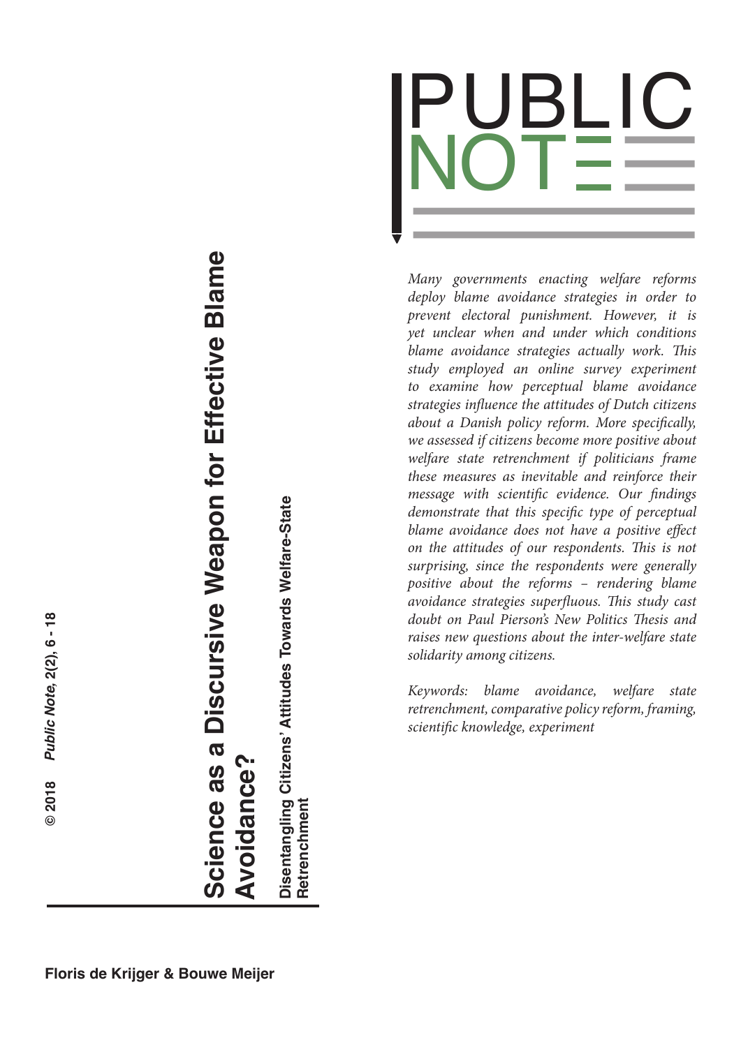# Science as a Discursive Weapon for Effective Blame Avoidance?

## Disentangling Citizens' Attitudes Towards Welfare-State Retrenchment

**Floris de Krijger & Bouwe Meijer**

*Many governments enacting welfare reforms deploy blame avoidance strategies in order to prevent electoral punishment. However, it is yet unclear when and under which conditions blame avoidance strategies actually work. This study employed an online survey experiment to examine how perceptual blame avoidance strategies influence the attitudes of Dutch citizens about a Danish policy reform. More specifically, we assessed if citizens become more positive about welfare state retrenchment if politicians frame these measures as inevitable and reinforce their message with scientific evidence. Our findings demonstrate that this specific type of perceptual blame avoidance does not have a positive effect on the attitudes of our respondents. This is not surprising, since the respondents were generally positive about the reforms – rendering blame avoidance strategies superfluous. This study cast doubt on Paul Pierson's New Politics Thesis and raises new questions about the inter-welfare state solidarity among citizens.*

*Keywords: blame avoidance, welfare state retrenchment, comparative policy reform, framing, scientific knowledge, experiment*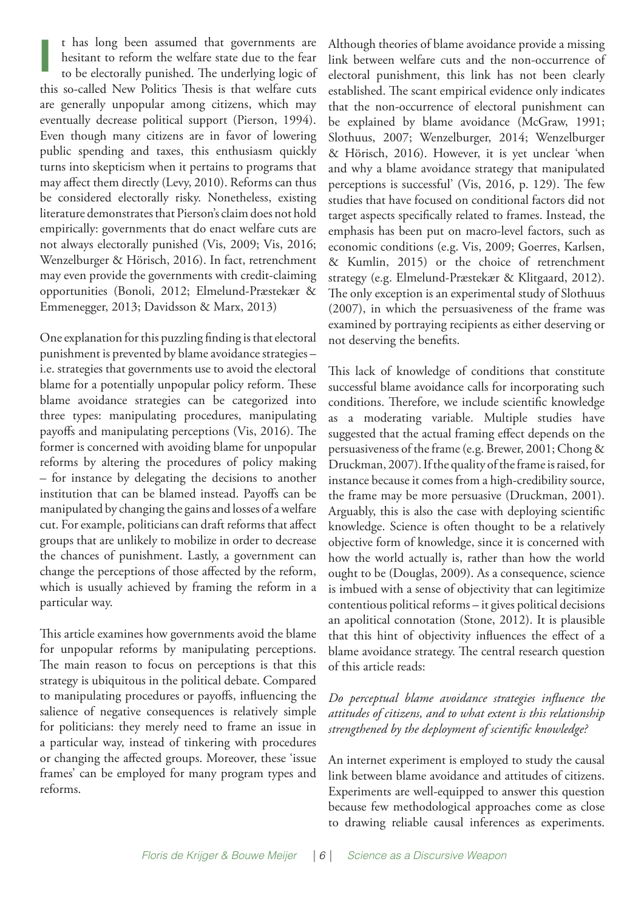It has long been assumed that governments are hesitant to reform the welfare state due to the fear to be electorally punished. The underlying logic of this so-called New Politics Thesis is that welfare cuts are generally unpopular among citizens, which may eventually decrease political support (Pierson, 1994). Even though many citizens are in favor of lowering public spending and taxes, this enthusiasm quickly turns into skepticism when it pertains to programs that may affect them directly (Levy, 2010). Reforms can thus be considered electorally risky. Nonetheless, existing literature demonstrates that Pierson's claim does not hold empirically: governments that do enact welfare cuts are not always electorally punished (Vis, 2009; Vis, 2016; Wenzelburger & Hörisch, 2016). In fact, retrenchment may even provide the governments with credit-claiming opportunities (Bonoli, 2012; Elmelund-Præstekær & Emmenegger, 2013; Davidsson & Marx, 2013)

One explanation for this puzzling finding is that electoral punishment is prevented by blame avoidance strategies – i.e. strategies that governments use to avoid the electoral blame for a potentially unpopular policy reform. These blame avoidance strategies can be categorized into three types: manipulating procedures, manipulating payoffs and manipulating perceptions (Vis, 2016). The former is concerned with avoiding blame for unpopular reforms by altering the procedures of policy making – for instance by delegating the decisions to another institution that can be blamed instead. Payoffs can be manipulated by changing the gains and losses of a welfare cut. For example, politicians can draft reforms that affect groups that are unlikely to mobilize in order to decrease the chances of punishment. Lastly, a government can change the perceptions of those affected by the reform, which is usually achieved by framing the reform in a particular way.

This article examines how governments avoid the blame for unpopular reforms by manipulating perceptions. The main reason to focus on perceptions is that this strategy is ubiquitous in the political debate. Compared to manipulating procedures or payoffs, influencing the salience of negative consequences is relatively simple for politicians: they merely need to frame an issue in a particular way, instead of tinkering with procedures or changing the affected groups. Moreover, these 'issue frames' can be employed for many program types and reforms.

Although theories of blame avoidance provide a missing link between welfare cuts and the non-occurrence of electoral punishment, this link has not been clearly established. The scant empirical evidence only indicates that the non-occurrence of electoral punishment can be explained by blame avoidance (McGraw, 1991; Slothuus, 2007; Wenzelburger, 2014; Wenzelburger & Hörisch, 2016). However, it is yet unclear 'when and why a blame avoidance strategy that manipulated perceptions is successful' (Vis, 2016, p. 129). The few studies that have focused on conditional factors did not target aspects specifically related to frames. Instead, the emphasis has been put on macro-level factors, such as economic conditions (e.g. Vis, 2009; Goerres, Karlsen, & Kumlin, 2015) or the choice of retrenchment strategy (e.g. Elmelund-Præstekær & Klitgaard, 2012). The only exception is an experimental study of Slothuus (2007), in which the persuasiveness of the frame was examined by portraying recipients as either deserving or not deserving the benefits.

This lack of knowledge of conditions that constitute successful blame avoidance calls for incorporating such conditions. Therefore, we include scientific knowledge as a moderating variable. Multiple studies have suggested that the actual framing effect depends on the persuasiveness of the frame (e.g. Brewer, 2001; Chong & Druckman, 2007). If the quality of the frame is raised, for instance because it comes from a high-credibility source, the frame may be more persuasive (Druckman, 2001). Arguably, this is also the case with deploying scientific knowledge. Science is often thought to be a relatively objective form of knowledge, since it is concerned with how the world actually is, rather than how the world ought to be (Douglas, 2009). As a consequence, science is imbued with a sense of objectivity that can legitimize contentious political reforms – it gives political decisions an apolitical connotation (Stone, 2012). It is plausible that this hint of objectivity influences the effect of a blame avoidance strategy. The central research question of this article reads:

*Do perceptual blame avoidance strategies influence the attitudes of citizens, and to what extent is this relationship strengthened by the deployment of scientific knowledge?*

An internet experiment is employed to study the causal link between blame avoidance and attitudes of citizens. Experiments are well-equipped to answer this question because few methodological approaches come as close to drawing reliable causal inferences as experiments.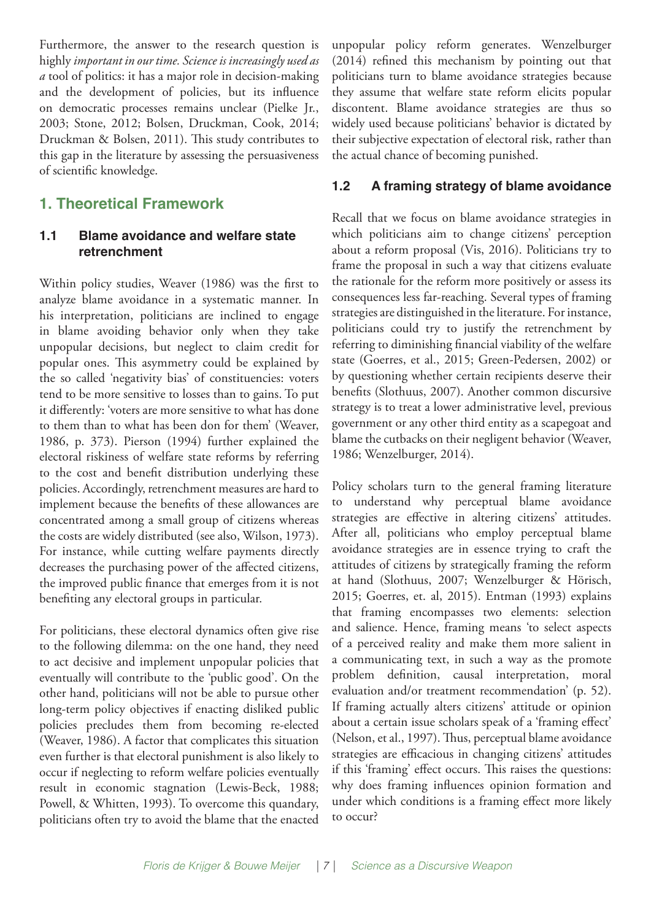Furthermore, the answer to the research question is highly *important in our time. Science is increasingly used as a* tool of politics: it has a major role in decision-making and the development of policies, but its influence on democratic processes remains unclear (Pielke Jr., 2003; Stone, 2012; Bolsen, Druckman, Cook, 2014; Druckman & Bolsen, 2011). This study contributes to this gap in the literature by assessing the persuasiveness of scientific knowledge.

## 1. Theoretical Framework

### 1.1 Blame avoidance and welfare state retrenchment

Within policy studies, Weaver (1986) was the first to analyze blame avoidance in a systematic manner. In his interpretation, politicians are inclined to engage in blame avoiding behavior only when they take unpopular decisions, but neglect to claim credit for popular ones. This asymmetry could be explained by the so called 'negativity bias' of constituencies: voters tend to be more sensitive to losses than to gains. To put it differently: 'voters are more sensitive to what has done to them than to what has been don for them' (Weaver, 1986, p. 373). Pierson (1994) further explained the electoral riskiness of welfare state reforms by referring to the cost and benefit distribution underlying these policies. Accordingly, retrenchment measures are hard to implement because the benefits of these allowances are concentrated among a small group of citizens whereas the costs are widely distributed (see also, Wilson, 1973). For instance, while cutting welfare payments directly decreases the purchasing power of the affected citizens, the improved public finance that emerges from it is not benefiting any electoral groups in particular.

For politicians, these electoral dynamics often give rise to the following dilemma: on the one hand, they need to act decisive and implement unpopular policies that eventually will contribute to the 'public good'. On the other hand, politicians will not be able to pursue other long-term policy objectives if enacting disliked public policies precludes them from becoming re-elected (Weaver, 1986). A factor that complicates this situation even further is that electoral punishment is also likely to occur if neglecting to reform welfare policies eventually result in economic stagnation (Lewis-Beck, 1988; Powell, & Whitten, 1993). To overcome this quandary, politicians often try to avoid the blame that the enacted unpopular policy reform generates. Wenzelburger (2014) refined this mechanism by pointing out that politicians turn to blame avoidance strategies because they assume that welfare state reform elicits popular discontent. Blame avoidance strategies are thus so widely used because politicians' behavior is dictated by their subjective expectation of electoral risk, rather than the actual chance of becoming punished.

### 1.2 A framing strategy of blame avoidance

Recall that we focus on blame avoidance strategies in which politicians aim to change citizens' perception about a reform proposal (Vis, 2016). Politicians try to frame the proposal in such a way that citizens evaluate the rationale for the reform more positively or assess its consequences less far-reaching. Several types of framing strategies are distinguished in the literature. For instance, politicians could try to justify the retrenchment by referring to diminishing financial viability of the welfare state (Goerres, et al., 2015; Green-Pedersen, 2002) or by questioning whether certain recipients deserve their benefits (Slothuus, 2007). Another common discursive strategy is to treat a lower administrative level, previous government or any other third entity as a scapegoat and blame the cutbacks on their negligent behavior (Weaver, 1986; Wenzelburger, 2014).

Policy scholars turn to the general framing literature to understand why perceptual blame avoidance strategies are effective in altering citizens' attitudes. After all, politicians who employ perceptual blame avoidance strategies are in essence trying to craft the attitudes of citizens by strategically framing the reform at hand (Slothuus, 2007; Wenzelburger & Hörisch, 2015; Goerres, et. al, 2015). Entman (1993) explains that framing encompasses two elements: selection and salience. Hence, framing means 'to select aspects of a perceived reality and make them more salient in a communicating text, in such a way as the promote problem definition, causal interpretation, moral evaluation and/or treatment recommendation' (p. 52). If framing actually alters citizens' attitude or opinion about a certain issue scholars speak of a 'framing effect' (Nelson, et al., 1997). Thus, perceptual blame avoidance strategies are efficacious in changing citizens' attitudes if this 'framing' effect occurs. This raises the questions: why does framing influences opinion formation and under which conditions is a framing effect more likely to occur?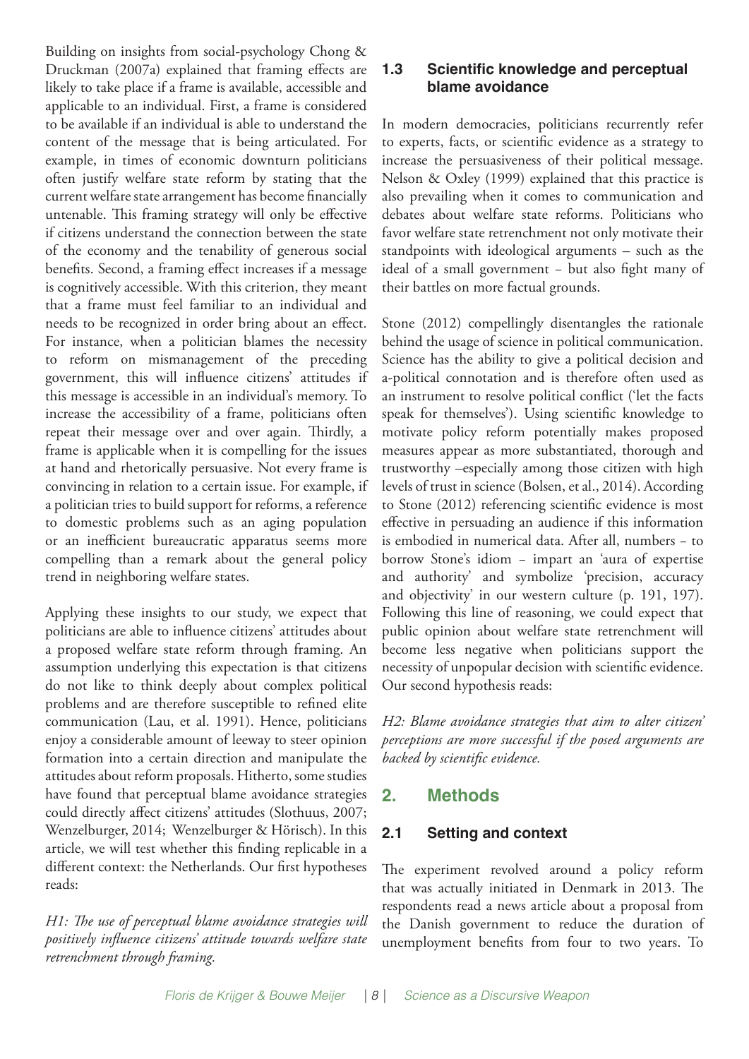Building on insights from social-psychology Chong & Druckman (2007a) explained that framing effects are likely to take place if a frame is available, accessible and applicable to an individual. First, a frame is considered to be available if an individual is able to understand the content of the message that is being articulated. For example, in times of economic downturn politicians often justify welfare state reform by stating that the current welfare state arrangement has become financially untenable. This framing strategy will only be effective if citizens understand the connection between the state of the economy and the tenability of generous social benefits. Second, a framing effect increases if a message is cognitively accessible. With this criterion, they meant that a frame must feel familiar to an individual and needs to be recognized in order bring about an effect. For instance, when a politician blames the necessity to reform on mismanagement of the preceding government, this will influence citizens' attitudes if this message is accessible in an individual's memory. To increase the accessibility of a frame, politicians often repeat their message over and over again. Thirdly, a frame is applicable when it is compelling for the issues at hand and rhetorically persuasive. Not every frame is convincing in relation to a certain issue. For example, if a politician tries to build support for reforms, a reference to domestic problems such as an aging population or an inefficient bureaucratic apparatus seems more compelling than a remark about the general policy trend in neighboring welfare states.

Applying these insights to our study, we expect that politicians are able to influence citizens' attitudes about a proposed welfare state reform through framing. An assumption underlying this expectation is that citizens do not like to think deeply about complex political problems and are therefore susceptible to refined elite communication (Lau, et al. 1991). Hence, politicians enjoy a considerable amount of leeway to steer opinion formation into a certain direction and manipulate the attitudes about reform proposals. Hitherto, some studies have found that perceptual blame avoidance strategies could directly affect citizens' attitudes (Slothuus, 2007; Wenzelburger, 2014; Wenzelburger & Hörisch). In this article, we will test whether this finding replicable in a different context: the Netherlands. Our first hypotheses reads:

*H1: The use of perceptual blame avoidance strategies will positively influence citizens' attitude towards welfare state retrenchment through framing.*

### 1.3 Scientific knowledge and perceptual blame avoidance

In modern democracies, politicians recurrently refer to experts, facts, or scientific evidence as a strategy to increase the persuasiveness of their political message. Nelson & Oxley (1999) explained that this practice is also prevailing when it comes to communication and debates about welfare state reforms. Politicians who favor welfare state retrenchment not only motivate their standpoints with ideological arguments – such as the ideal of a small government – but also fight many of their battles on more factual grounds.

Stone (2012) compellingly disentangles the rationale behind the usage of science in political communication. Science has the ability to give a political decision and a-political connotation and is therefore often used as an instrument to resolve political conflict ('let the facts speak for themselves'). Using scientific knowledge to motivate policy reform potentially makes proposed measures appear as more substantiated, thorough and trustworthy –especially among those citizen with high levels of trust in science (Bolsen, et al., 2014). According to Stone (2012) referencing scientific evidence is most effective in persuading an audience if this information is embodied in numerical data. After all, numbers – to borrow Stone's idiom – impart an 'aura of expertise and authority' and symbolize 'precision, accuracy and objectivity' in our western culture (p. 191, 197). Following this line of reasoning, we could expect that public opinion about welfare state retrenchment will become less negative when politicians support the necessity of unpopular decision with scientific evidence. Our second hypothesis reads:

*H2: Blame avoidance strategies that aim to alter citizen' perceptions are more successful if the posed arguments are backed by scientific evidence.*

## 2. Methods

### 2.1 Setting and context

The experiment revolved around a policy reform that was actually initiated in Denmark in 2013. The respondents read a news article about a proposal from the Danish government to reduce the duration of unemployment benefits from four to two years. To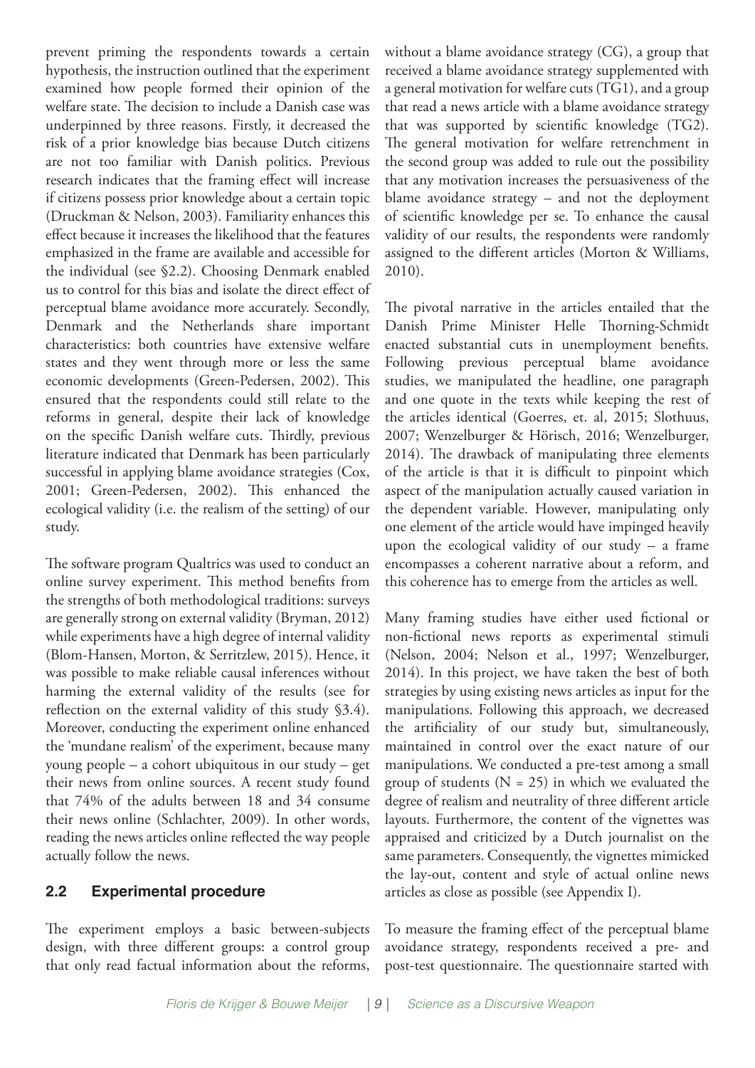prevent priming the respondents towards a certain hypothesis, the instruction outlined that the experiment examined how people formed their opinion of the welfare state. The decision to include a Danish case was underpinned by three reasons. Firstly, it decreased the risk of a prior knowledge bias because Dutch citizens are not too familiar with Danish politics. Previous research indicates that the framing effect will increase if citizens possess prior knowledge about a certain topic (Druckman & Nelson, 2003). Familiarity enhances this effect because it increases the likelihood that the features emphasized in the frame are available and accessible for the individual (see §2.2). Choosing Denmark enabled us to control for this bias and isolate the direct effect of perceptual blame avoidance more accurately. Secondly, Denmark and the Netherlands share important characteristics: both countries have extensive welfare states and they went through more or less the same economic developments (Green-Pedersen, 2002). This ensured that the respondents could still relate to the reforms in general, despite their lack of knowledge on the specific Danish welfare cuts. Thirdly, previous literature indicated that Denmark has been particularly successful in applying blame avoidance strategies (Cox, 2001; Green-Pedersen, 2002). This enhanced the ecological validity (i.e. the realism of the setting) of our study.

The software program Qualtrics was used to conduct an online survey experiment. This method benefits from the strengths of both methodological traditions: surveys are generally strong on external validity (Bryman, 2012) while experiments have a high degree of internal validity (Blom-Hansen, Morton, & Serritzlew, 2015). Hence, it was possible to make reliable causal inferences without harming the external validity of the results (see for reflection on the external validity of this study §3.4). Moreover, conducting the experiment online enhanced the 'mundane realism' of the experiment, because many young people – a cohort ubiquitous in our study – get their news from online sources. A recent study found that 74% of the adults between 18 and 34 consume their news online (Schlachter, 2009). In other words, reading the news articles online reflected the way people actually follow the news.

## 2.2 Experimental procedure

The experiment employs a basic between-subjects design, with three different groups: a control group that only read factual information about the reforms, without a blame avoidance strategy (CG), a group that received a blame avoidance strategy supplemented with a general motivation for welfare cuts (TG1), and a group that read a news article with a blame avoidance strategy that was supported by scientific knowledge (TG2). The general motivation for welfare retrenchment in the second group was added to rule out the possibility that any motivation increases the persuasiveness of the blame avoidance strategy – and not the deployment of scientific knowledge per se. To enhance the causal validity of our results, the respondents were randomly assigned to the different articles (Morton & Williams, 2010).

The pivotal narrative in the articles entailed that the Danish Prime Minister Helle Thorning-Schmidt enacted substantial cuts in unemployment benefits. Following previous perceptual blame avoidance studies, we manipulated the headline, one paragraph and one quote in the texts while keeping the rest of the articles identical (Goerres, et. al, 2015; Slothuus, 2007; Wenzelburger & Hörisch, 2016; Wenzelburger, 2014). The drawback of manipulating three elements of the article is that it is difficult to pinpoint which aspect of the manipulation actually caused variation in the dependent variable. However, manipulating only one element of the article would have impinged heavily upon the ecological validity of our study – a frame encompasses a coherent narrative about a reform, and this coherence has to emerge from the articles as well.

Many framing studies have either used fictional or non-fictional news reports as experimental stimuli (Nelson, 2004; Nelson et al., 1997; Wenzelburger, 2014). In this project, we have taken the best of both strategies by using existing news articles as input for the manipulations. Following this approach, we decreased the artificiality of our study but, simultaneously, maintained in control over the exact nature of our manipulations. We conducted a pre-test among a small group of students (N = 25) in which we evaluated the degree of realism and neutrality of three different article layouts. Furthermore, the content of the vignettes was appraised and criticized by a Dutch journalist on the same parameters. Consequently, the vignettes mimicked the lay-out, content and style of actual online news articles as close as possible (see Appendix I).

To measure the framing effect of the perceptual blame avoidance strategy, respondents received a pre- and post-test questionnaire. The questionnaire started with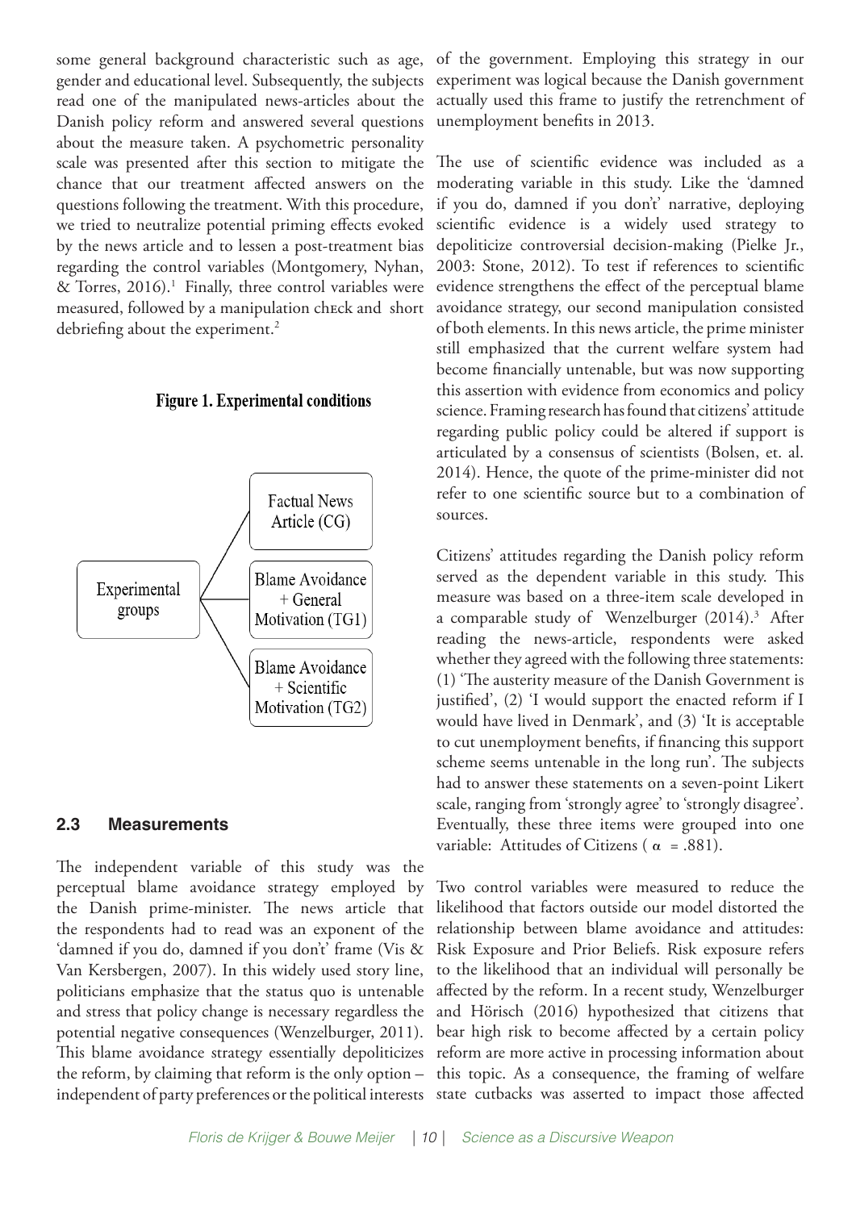some general background characteristic such as age, gender and educational level. Subsequently, the subjects read one of the manipulated news-articles about the Danish policy reform and answered several questions about the measure taken. A psychometric personality scale was presented after this section to mitigate the chance that our treatment affected answers on the questions following the treatment. With this procedure, we tried to neutralize potential priming effects evoked by the news article and to lessen a post-treatment bias regarding the control variables (Montgomery, Nyhan, & Torres, 2016).[1] Finally, three control variables were measured, followed by a manipulation check and short debriefing about the experiment.[2]

**Figure 1. Experimental conditions**

Experimental groups
- Factual News Article (CG)
- Blame Avoidance + General Motivation (TG1)
- Blame Avoidance + Scientific Motivation (TG2)

### 2.3 Measurements

The independent variable of this study was the perceptual blame avoidance strategy employed by the Danish prime-minister. The news article that the respondents had to read was an exponent of the 'damned if you do, damned if you don't' frame (Vis & Van Kersbergen, 2007). In this widely used story line, politicians emphasize that the status quo is untenable and stress that policy change is necessary regardless the potential negative consequences (Wenzelburger, 2011). This blame avoidance strategy essentially depoliticizes the reform, by claiming that reform is the only option – independent of party preferences or the political interests of the government. Employing this strategy in our experiment was logical because the Danish government actually used this frame to justify the retrenchment of unemployment benefits in 2013.

The use of scientific evidence was included as a moderating variable in this study. Like the 'damned if you do, damned if you don't' narrative, deploying scientific evidence is a widely used strategy to depoliticize controversial decision-making (Pielke Jr., 2003: Stone, 2012). To test if references to scientific evidence strengthens the effect of the perceptual blame avoidance strategy, our second manipulation consisted of both elements. In this news article, the prime minister still emphasized that the current welfare system had become financially untenable, but was now supporting this assertion with evidence from economics and policy science. Framing research has found that citizens' attitude regarding public policy could be altered if support is articulated by a consensus of scientists (Bolsen, et. al. 2014). Hence, the quote of the prime-minister did not refer to one scientific source but to a combination of sources.

Citizens' attitudes regarding the Danish policy reform served as the dependent variable in this study. This measure was based on a three-item scale developed in a comparable study of Wenzelburger (2014).[3] After reading the news-article, respondents were asked whether they agreed with the following three statements: (1) 'The austerity measure of the Danish Government is justified', (2) 'I would support the enacted reform if I would have lived in Denmark', and (3) 'It is acceptable to cut unemployment benefits, if financing this support scheme seems untenable in the long run'. The subjects had to answer these statements on a seven-point Likert scale, ranging from 'strongly agree' to 'strongly disagree'. Eventually, these three items were grouped into one variable: Attitudes of Citizens ( $\alpha$ = .881).

Two control variables were measured to reduce the likelihood that factors outside our model distorted the relationship between blame avoidance and attitudes: Risk Exposure and Prior Beliefs. Risk exposure refers to the likelihood that an individual will personally be affected by the reform. In a recent study, Wenzelburger and Hörisch (2016) hypothesized that citizens that bear high risk to become affected by a certain policy reform are more active in processing information about this topic. As a consequence, the framing of welfare state cutbacks was asserted to impact those affected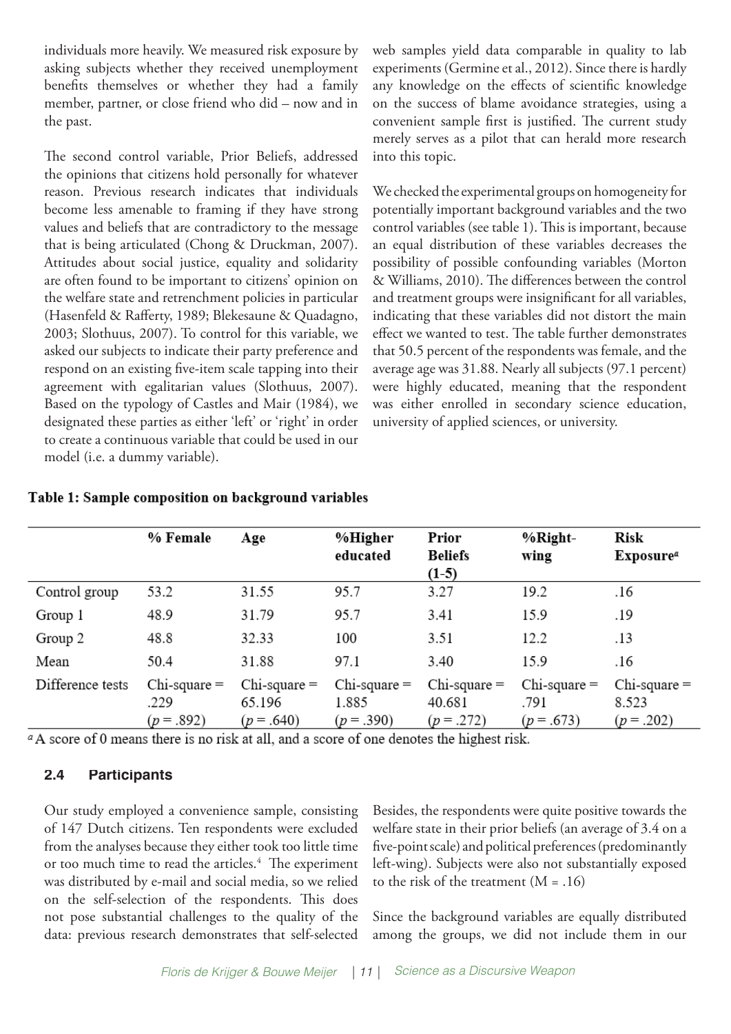individuals more heavily. We measured risk exposure by asking subjects whether they received unemployment benefits themselves or whether they had a family member, partner, or close friend who did – now and in the past.

The second control variable, Prior Beliefs, addressed the opinions that citizens hold personally for whatever reason. Previous research indicates that individuals become less amenable to framing if they have strong values and beliefs that are contradictory to the message that is being articulated (Chong & Druckman, 2007). Attitudes about social justice, equality and solidarity are often found to be important to citizens' opinion on the welfare state and retrenchment policies in particular (Hasenfeld & Rafferty, 1989; Blekesaune & Quadagno, 2003; Slothuus, 2007). To control for this variable, we asked our subjects to indicate their party preference and respond on an existing five-item scale tapping into their agreement with egalitarian values (Slothuus, 2007). Based on the typology of Castles and Mair (1984), we designated these parties as either 'left' or 'right' in order to create a continuous variable that could be used in our model (i.e. a dummy variable).

web samples yield data comparable in quality to lab experiments (Germine et al., 2012). Since there is hardly any knowledge on the effects of scientific knowledge on the success of blame avoidance strategies, using a convenient sample first is justified. The current study merely serves as a pilot that can herald more research into this topic.

We checked the experimental groups on homogeneity for potentially important background variables and the two control variables (see table 1). This is important, because an equal distribution of these variables decreases the possibility of possible confounding variables (Morton & Williams, 2010). The differences between the control and treatment groups were insignificant for all variables, indicating that these variables did not distort the main effect we wanted to test. The table further demonstrates that 50.5 percent of the respondents was female, and the average age was 31.88. Nearly all subjects (97.1 percent) were highly educated, meaning that the respondent was either enrolled in secondary science education, university of applied sciences, or university.

**Table 1: Sample composition on background variables**

| | % Female | Age | %Higher educated | Prior Beliefs (1-5) | %Right-wing | Risk Exposure[a] |
|---|---|---|---|---|---|---|
| Control group | 53.2 | 31.55 | 95.7 | 3.27 | 19.2 | .16 |
| Group 1 | 48.9 | 31.79 | 95.7 | 3.41 | 15.9 | .19 |
| Group 2 | 48.8 | 32.33 | 100 | 3.51 | 12.2 | .13 |
| Mean | 50.4 | 31.88 | 97.1 | 3.40 | 15.9 | .16 |
| Difference tests | Chi-square = .229 ($p$ = .892) | Chi-square = 65.196 ($p$ = .640) | Chi-square = 1.885 ($p$ = .390) | Chi-square = 40.681 ($p$ = .272) | Chi-square = .791 ($p$ = .673) | Chi-square = 8.523 ($p$ = .202) |

[a] A score of 0 means there is no risk at all, and a score of one denotes the highest risk.

### 2.4 Participants

Our study employed a convenience sample, consisting of 147 Dutch citizens. Ten respondents were excluded from the analyses because they either took too little time or too much time to read the articles.[4] The experiment was distributed by e-mail and social media, so we relied on the self-selection of the respondents. This does not pose substantial challenges to the quality of the data: previous research demonstrates that self-selected

Besides, the respondents were quite positive towards the welfare state in their prior beliefs (an average of 3.4 on a five-point scale) and political preferences (predominantly left-wing). Subjects were also not substantially exposed to the risk of the treatment (M = .16)

Since the background variables are equally distributed among the groups, we did not include them in our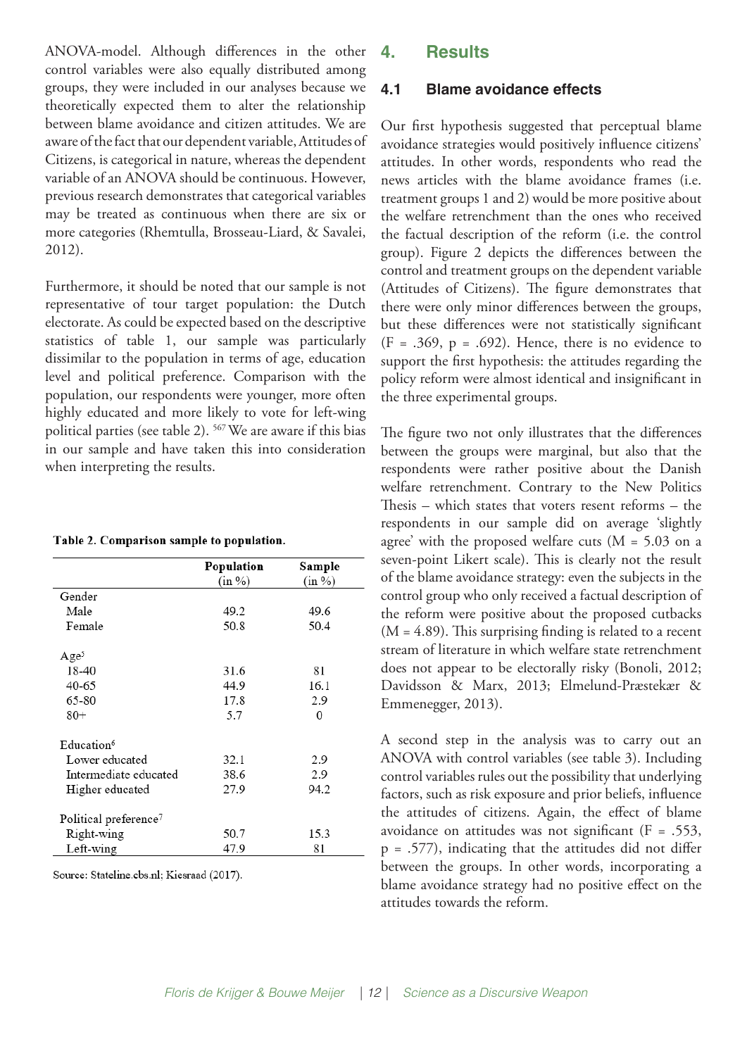ANOVA-model. Although differences in the other control variables were also equally distributed among groups, they were included in our analyses because we theoretically expected them to alter the relationship between blame avoidance and citizen attitudes. We are aware of the fact that our dependent variable, Attitudes of Citizens, is categorical in nature, whereas the dependent variable of an ANOVA should be continuous. However, previous research demonstrates that categorical variables may be treated as continuous when there are six or more categories (Rhemtulla, Brosseau-Liard, & Savalei, 2012).

Furthermore, it should be noted that our sample is not representative of tour target population: the Dutch electorate. As could be expected based on the descriptive statistics of table 1, our sample was particularly dissimilar to the population in terms of age, education level and political preference. Comparison with the population, our respondents were younger, more often highly educated and more likely to vote for left-wing political parties (see table 2). [567] We are aware if this bias in our sample and have taken this into consideration when interpreting the results.

**Table 2. Comparison sample to population.**

| | Population (in %) | Sample (in %) |
|---|---|---|
| Gender | | |
| Male | 49.2 | 49.6 |
| Female | 50.8 | 50.4 |
| Age[5] | | |
| 18-40 | 31.6 | 81 |
| 40-65 | 44.9 | 16.1 |
| 65-80 | 17.8 | 2.9 |
| 80+ | 5.7 | 0 |
| Education[6] | | |
| Lower educated | 32.1 | 2.9 |
| Intermediate educated | 38.6 | 2.9 |
| Higher educated | 27.9 | 94.2 |
| Political preference[7] | | |
| Right-wing | 50.7 | 15.3 |
| Left-wing | 47.9 | 81 |

Source: Stateline.cbs.nl; Kiesraad (2017).

# 4. Results

## 4.1 Blame avoidance effects

Our first hypothesis suggested that perceptual blame avoidance strategies would positively influence citizens' attitudes. In other words, respondents who read the news articles with the blame avoidance frames (i.e. treatment groups 1 and 2) would be more positive about the welfare retrenchment than the ones who received the factual description of the reform (i.e. the control group). Figure 2 depicts the differences between the control and treatment groups on the dependent variable (Attitudes of Citizens). The figure demonstrates that there were only minor differences between the groups, but these differences were not statistically significant ($F = .369$, $p = .692$). Hence, there is no evidence to support the first hypothesis: the attitudes regarding the policy reform were almost identical and insignificant in the three experimental groups.

The figure two not only illustrates that the differences between the groups were marginal, but also that the respondents were rather positive about the Danish welfare retrenchment. Contrary to the New Politics Thesis – which states that voters resent reforms – the respondents in our sample did on average 'slightly agree' with the proposed welfare cuts ($M = 5.03$ on a seven-point Likert scale). This is clearly not the result of the blame avoidance strategy: even the subjects in the control group who only received a factual description of the reform were positive about the proposed cutbacks ($M = 4.89$). This surprising finding is related to a recent stream of literature in which welfare state retrenchment does not appear to be electorally risky (Bonoli, 2012; Davidsson & Marx, 2013; Elmelund-Præstekær & Emmenegger, 2013).

A second step in the analysis was to carry out an ANOVA with control variables (see table 3). Including control variables rules out the possibility that underlying factors, such as risk exposure and prior beliefs, influence the attitudes of citizens. Again, the effect of blame avoidance on attitudes was not significant ($F = .553$, $p = .577$), indicating that the attitudes did not differ between the groups. In other words, incorporating a blame avoidance strategy had no positive effect on the attitudes towards the reform.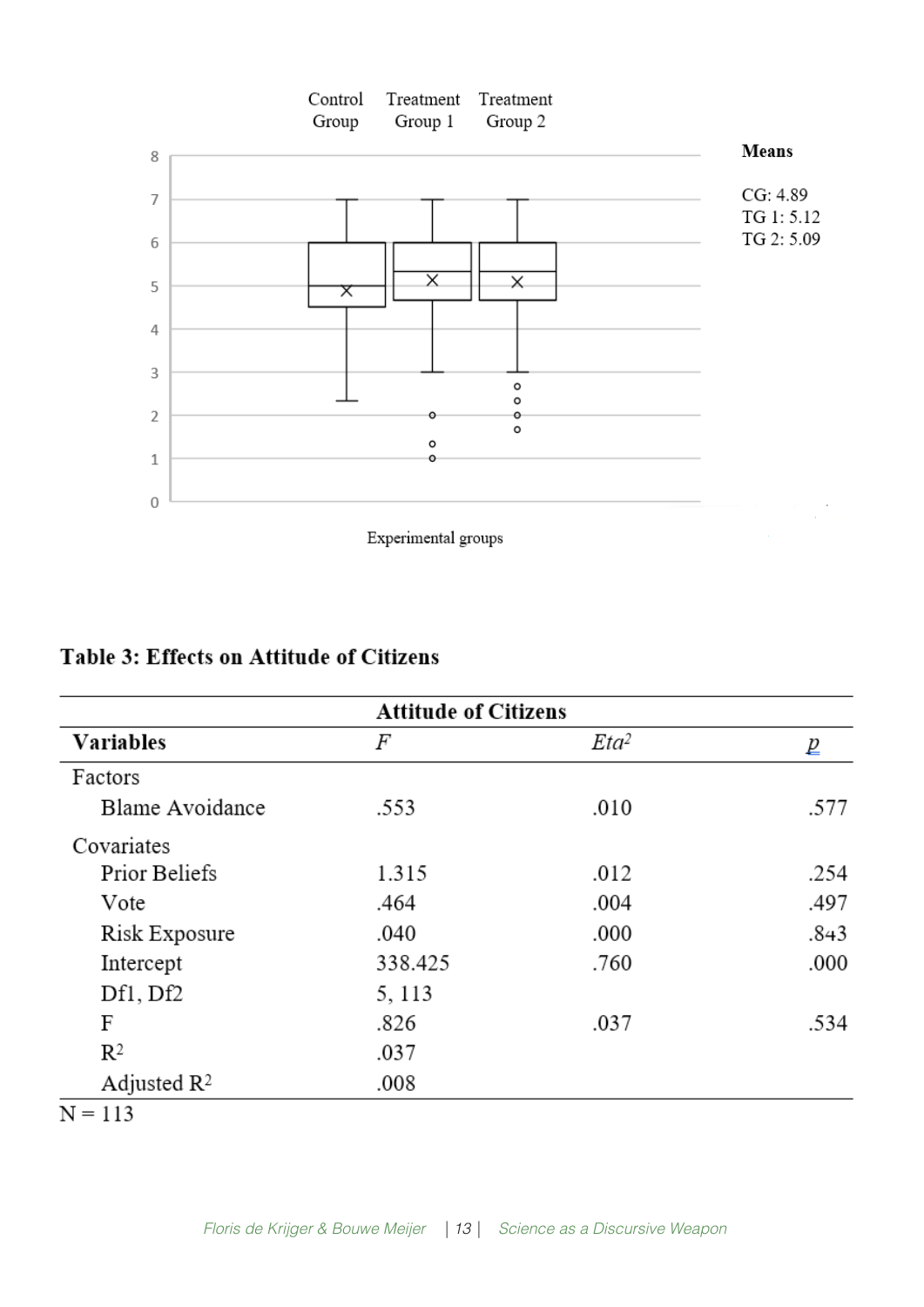Control Group | Treatment Group 1 | Treatment Group 2

**Means**

CG: 4.89
TG 1: 5.12
TG 2: 5.09

Experimental groups

### Table 3: Effects on Attitude of Citizens

| | **Attitude of Citizens** | | |
|---|---|---|---|
| **Variables** | *F* | $Eta^2$ | *p* |
| Factors | | | |
| Blame Avoidance | .553 | .010 | .577 |
| Covariates | | | |
| Prior Beliefs | 1.315 | .012 | .254 |
| Vote | .464 | .004 | .497 |
| Risk Exposure | .040 | .000 | .843 |
| Intercept | 338.425 | .760 | .000 |
| Df1, Df2 | 5, 113 | | |
| F | .826 | .037 | .534 |
| $R^2$ | .037 | | |
| Adjusted $R^2$ | .008 | | |

N = 113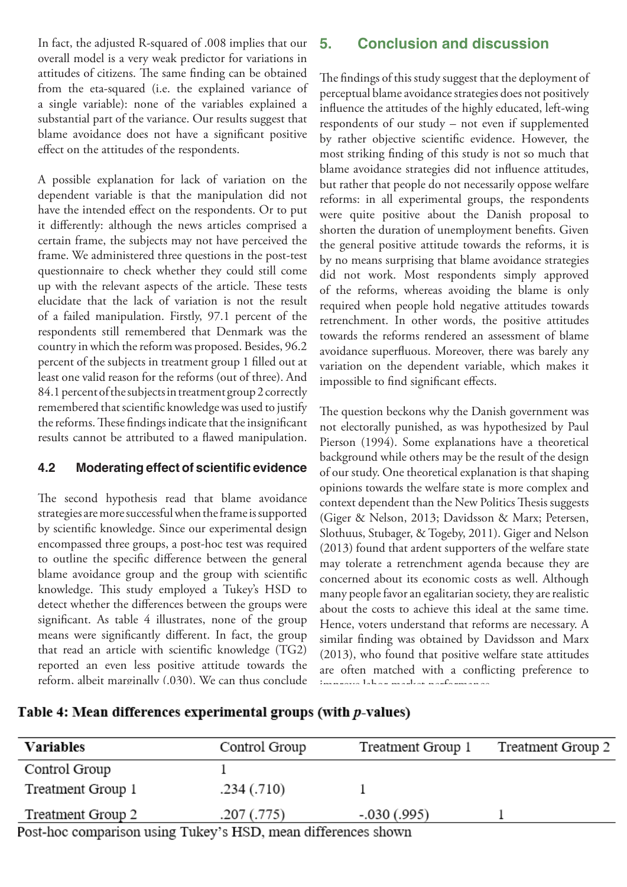In fact, the adjusted R-squared of .008 implies that our overall model is a very weak predictor for variations in attitudes of citizens. The same finding can be obtained from the eta-squared (i.e. the explained variance of a single variable): none of the variables explained a substantial part of the variance. Our results suggest that blame avoidance does not have a significant positive effect on the attitudes of the respondents.

A possible explanation for lack of variation on the dependent variable is that the manipulation did not have the intended effect on the respondents. Or to put it differently: although the news articles comprised a certain frame, the subjects may not have perceived the frame. We administered three questions in the post-test questionnaire to check whether they could still come up with the relevant aspects of the article. These tests elucidate that the lack of variation is not the result of a failed manipulation. Firstly, 97.1 percent of the respondents still remembered that Denmark was the country in which the reform was proposed. Besides, 96.2 percent of the subjects in treatment group 1 filled out at least one valid reason for the reforms (out of three). And 84.1 percent of the subjects in treatment group 2 correctly remembered that scientific knowledge was used to justify the reforms. These findings indicate that the insignificant results cannot be attributed to a flawed manipulation.

### 4.2 Moderating effect of scientific evidence

The second hypothesis read that blame avoidance strategies are more successful when the frame is supported by scientific knowledge. Since our experimental design encompassed three groups, a post-hoc test was required to outline the specific difference between the general blame avoidance group and the group with scientific knowledge. This study employed a Tukey's HSD to detect whether the differences between the groups were significant. As table 4 illustrates, none of the group means were significantly different. In fact, the group that read an article with scientific knowledge (TG2) reported an even less positive attitude towards the reform, albeit marginally (.030). We can thus conclude

**Table 4: Mean differences experimental groups (with *p*-values)**

| Variables | Control Group | Treatment Group 1 | Treatment Group 2 |
|---|---|---|---|
| Control Group | 1 | | |
| Treatment Group 1 | .234 (.710) | 1 | |
| Treatment Group 2 | .207 (.775) | -.030 (.995) | 1 |

Post-hoc comparison using Tukey's HSD, mean differences shown

## 5. Conclusion and discussion

The findings of this study suggest that the deployment of perceptual blame avoidance strategies does not positively influence the attitudes of the highly educated, left-wing respondents of our study – not even if supplemented by rather objective scientific evidence. However, the most striking finding of this study is not so much that blame avoidance strategies did not influence attitudes, but rather that people do not necessarily oppose welfare reforms: in all experimental groups, the respondents were quite positive about the Danish proposal to shorten the duration of unemployment benefits. Given the general positive attitude towards the reforms, it is by no means surprising that blame avoidance strategies did not work. Most respondents simply approved of the reforms, whereas avoiding the blame is only required when people hold negative attitudes towards retrenchment. In other words, the positive attitudes towards the reforms rendered an assessment of blame avoidance superfluous. Moreover, there was barely any variation on the dependent variable, which makes it impossible to find significant effects.

The question beckons why the Danish government was not electorally punished, as was hypothesized by Paul Pierson (1994). Some explanations have a theoretical background while others may be the result of the design of our study. One theoretical explanation is that shaping opinions towards the welfare state is more complex and context dependent than the New Politics Thesis suggests (Giger & Nelson, 2013; Davidsson & Marx; Petersen, Slothuus, Stubager, & Togeby, 2011). Giger and Nelson (2013) found that ardent supporters of the welfare state may tolerate a retrenchment agenda because they are concerned about its economic costs as well. Although many people favor an egalitarian society, they are realistic about the costs to achieve this ideal at the same time. Hence, voters understand that reforms are necessary. A similar finding was obtained by Davidsson and Marx (2013), who found that positive welfare state attitudes are often matched with a conflicting preference to improve labor market performance.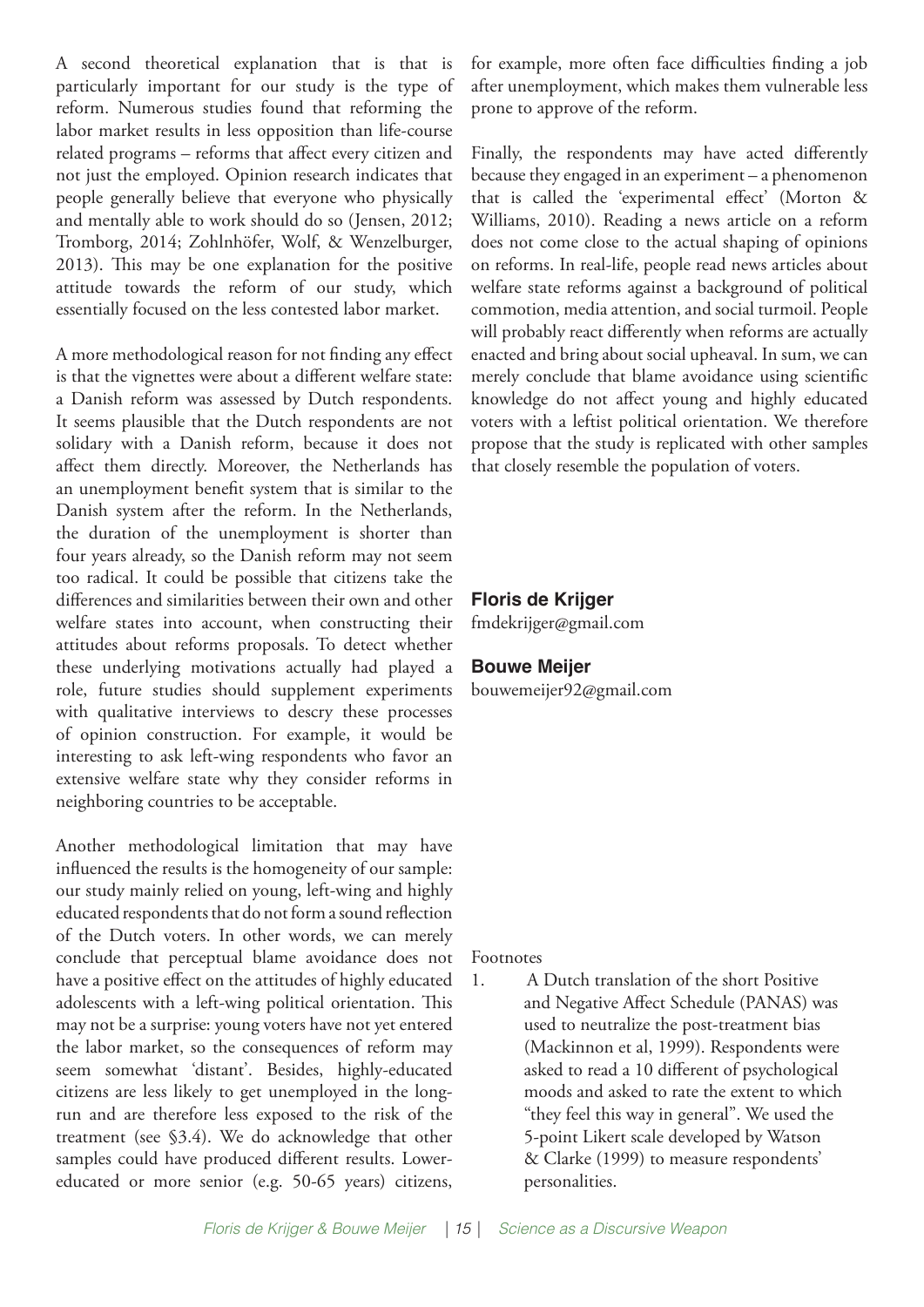A second theoretical explanation that is that is particularly important for our study is the type of reform. Numerous studies found that reforming the labor market results in less opposition than life-course related programs – reforms that affect every citizen and not just the employed. Opinion research indicates that people generally believe that everyone who physically and mentally able to work should do so (Jensen, 2012; Tromborg, 2014; Zohlnhöfer, Wolf, & Wenzelburger, 2013). This may be one explanation for the positive attitude towards the reform of our study, which essentially focused on the less contested labor market.

A more methodological reason for not finding any effect is that the vignettes were about a different welfare state: a Danish reform was assessed by Dutch respondents. It seems plausible that the Dutch respondents are not solidary with a Danish reform, because it does not affect them directly. Moreover, the Netherlands has an unemployment benefit system that is similar to the Danish system after the reform. In the Netherlands, the duration of the unemployment is shorter than four years already, so the Danish reform may not seem too radical. It could be possible that citizens take the differences and similarities between their own and other welfare states into account, when constructing their attitudes about reforms proposals. To detect whether these underlying motivations actually had played a role, future studies should supplement experiments with qualitative interviews to descry these processes of opinion construction. For example, it would be interesting to ask left-wing respondents who favor an extensive welfare state why they consider reforms in neighboring countries to be acceptable.

Another methodological limitation that may have influenced the results is the homogeneity of our sample: our study mainly relied on young, left-wing and highly educated respondents that do not form a sound reflection of the Dutch voters. In other words, we can merely conclude that perceptual blame avoidance does not have a positive effect on the attitudes of highly educated adolescents with a left-wing political orientation. This may not be a surprise: young voters have not yet entered the labor market, so the consequences of reform may seem somewhat 'distant'. Besides, highly-educated citizens are less likely to get unemployed in the long-run and are therefore less exposed to the risk of the treatment (see §3.4). We do acknowledge that other samples could have produced different results. Lower-educated or more senior (e.g. 50-65 years) citizens, for example, more often face difficulties finding a job after unemployment, which makes them vulnerable less prone to approve of the reform.

Finally, the respondents may have acted differently because they engaged in an experiment – a phenomenon that is called the 'experimental effect' (Morton & Williams, 2010). Reading a news article on a reform does not come close to the actual shaping of opinions on reforms. In real-life, people read news articles about welfare state reforms against a background of political commotion, media attention, and social turmoil. People will probably react differently when reforms are actually enacted and bring about social upheaval. In sum, we can merely conclude that blame avoidance using scientific knowledge do not affect young and highly educated voters with a leftist political orientation. We therefore propose that the study is replicated with other samples that closely resemble the population of voters.

**Floris de Krijger**
fmdekrijger@gmail.com

**Bouwe Meijer**
bouwemeijer92@gmail.com

Footnotes

1. A Dutch translation of the short Positive and Negative Affect Schedule (PANAS) was used to neutralize the post-treatment bias (Mackinnon et al, 1999). Respondents were asked to read a 10 different of psychological moods and asked to rate the extent to which "they feel this way in general". We used the 5-point Likert scale developed by Watson & Clarke (1999) to measure respondents' personalities.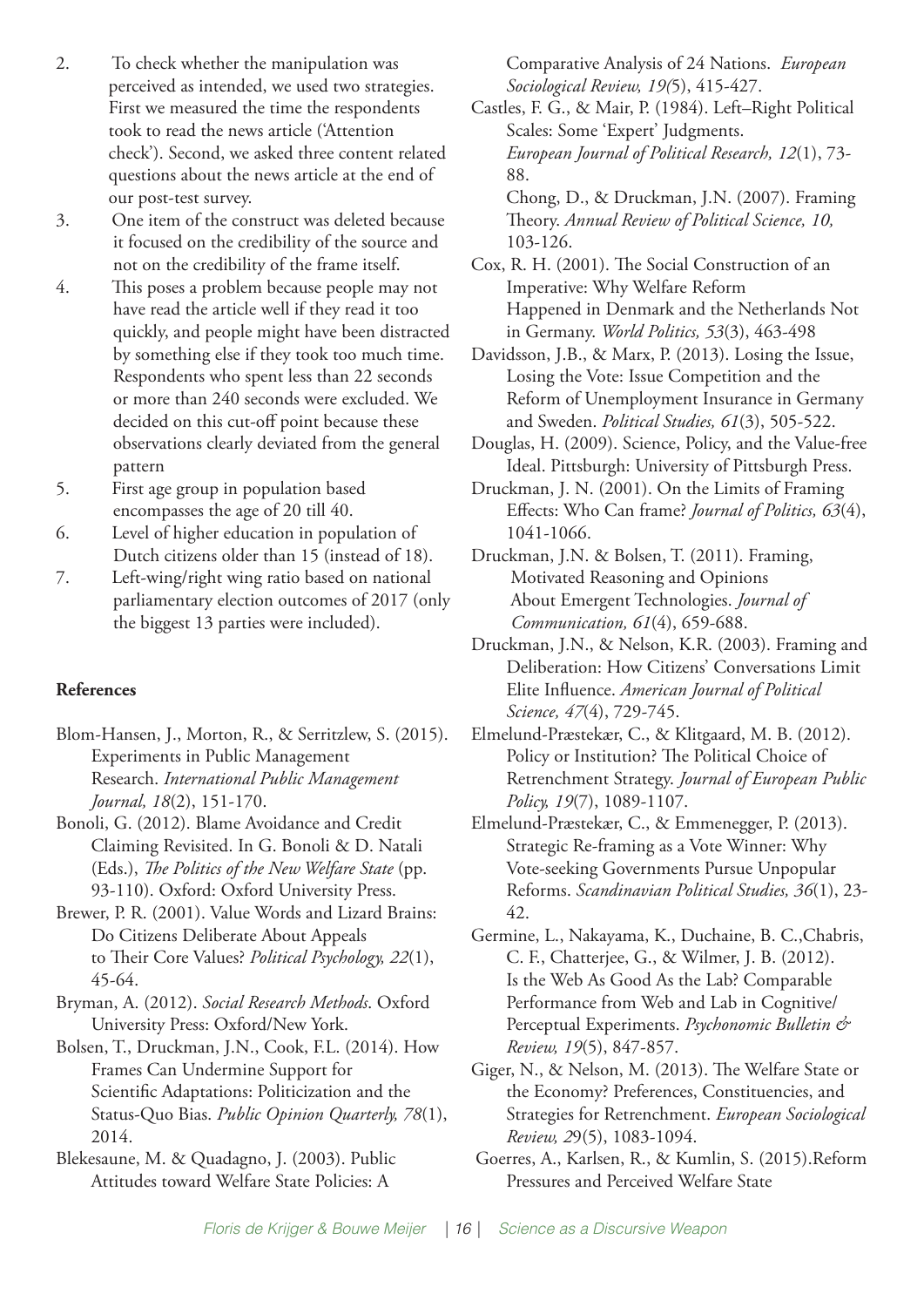2. To check whether the manipulation was perceived as intended, we used two strategies. First we measured the time the respondents took to read the news article ('Attention check'). Second, we asked three content related questions about the news article at the end of our post-test survey.
3. One item of the construct was deleted because it focused on the credibility of the source and not on the credibility of the frame itself.
4. This poses a problem because people may not have read the article well if they read it too quickly, and people might have been distracted by something else if they took too much time. Respondents who spent less than 22 seconds or more than 240 seconds were excluded. We decided on this cut-off point because these observations clearly deviated from the general pattern
5. First age group in population based encompasses the age of 20 till 40.
6. Level of higher education in population of Dutch citizens older than 15 (instead of 18).
7. Left-wing/right wing ratio based on national parliamentary election outcomes of 2017 (only the biggest 13 parties were included).

**References**

Blom-Hansen, J., Morton, R., & Serritzlew, S. (2015). Experiments in Public Management Research. *International Public Management Journal, 18*(2), 151-170.

Bonoli, G. (2012). Blame Avoidance and Credit Claiming Revisited. In G. Bonoli & D. Natali (Eds.), *The Politics of the New Welfare State* (pp. 93-110). Oxford: Oxford University Press.

Brewer, P. R. (2001). Value Words and Lizard Brains: Do Citizens Deliberate About Appeals to Their Core Values? *Political Psychology, 22*(1), 45-64.

Bryman, A. (2012). *Social Research Methods*. Oxford University Press: Oxford/New York.

Bolsen, T., Druckman, J.N., Cook, F.L. (2014). How Frames Can Undermine Support for Scientific Adaptations: Politicization and the Status-Quo Bias. *Public Opinion Quarterly, 78*(1), 2014.

Blekesaune, M. & Quadagno, J. (2003). Public Attitudes toward Welfare State Policies: A Comparative Analysis of 24 Nations. *European Sociological Review, 19(*5), 415-427.

Castles, F. G., & Mair, P. (1984). Left–Right Political Scales: Some 'Expert' Judgments. *European Journal of Political Research, 12*(1), 73-88.

Chong, D., & Druckman, J.N. (2007). Framing Theory. *Annual Review of Political Science, 10,* 103-126.

Cox, R. H. (2001). The Social Construction of an Imperative: Why Welfare Reform Happened in Denmark and the Netherlands Not in Germany. *World Politics, 53*(3), 463-498

Davidsson, J.B., & Marx, P. (2013). Losing the Issue, Losing the Vote: Issue Competition and the Reform of Unemployment Insurance in Germany and Sweden. *Political Studies, 61*(3), 505-522.

Douglas, H. (2009). Science, Policy, and the Value-free Ideal. Pittsburgh: University of Pittsburgh Press.

Druckman, J. N. (2001). On the Limits of Framing Effects: Who Can frame? *Journal of Politics, 63*(4), 1041-1066.

Druckman, J.N. & Bolsen, T. (2011). Framing, Motivated Reasoning and Opinions About Emergent Technologies. *Journal of Communication, 61*(4), 659-688.

Druckman, J.N., & Nelson, K.R. (2003). Framing and Deliberation: How Citizens' Conversations Limit Elite Influence. *American Journal of Political Science, 47*(4), 729-745.

Elmelund-Præstekær, C., & Klitgaard, M. B. (2012). Policy or Institution? The Political Choice of Retrenchment Strategy. *Journal of European Public Policy, 19*(7), 1089-1107.

Elmelund-Præstekær, C., & Emmenegger, P. (2013). Strategic Re-framing as a Vote Winner: Why Vote-seeking Governments Pursue Unpopular Reforms. *Scandinavian Political Studies, 36*(1), 23-42.

Germine, L., Nakayama, K., Duchaine, B. C.,Chabris, C. F., Chatterjee, G., & Wilmer, J. B. (2012). Is the Web As Good As the Lab? Comparable Performance from Web and Lab in Cognitive/Perceptual Experiments. *Psychonomic Bulletin & Review, 19*(5), 847-857.

Giger, N., & Nelson, M. (2013). The Welfare State or the Economy? Preferences, Constituencies, and Strategies for Retrenchment. *European Sociological Review, 29*(5), 1083-1094.

Goerres, A., Karlsen, R., & Kumlin, S. (2015).Reform Pressures and Perceived Welfare State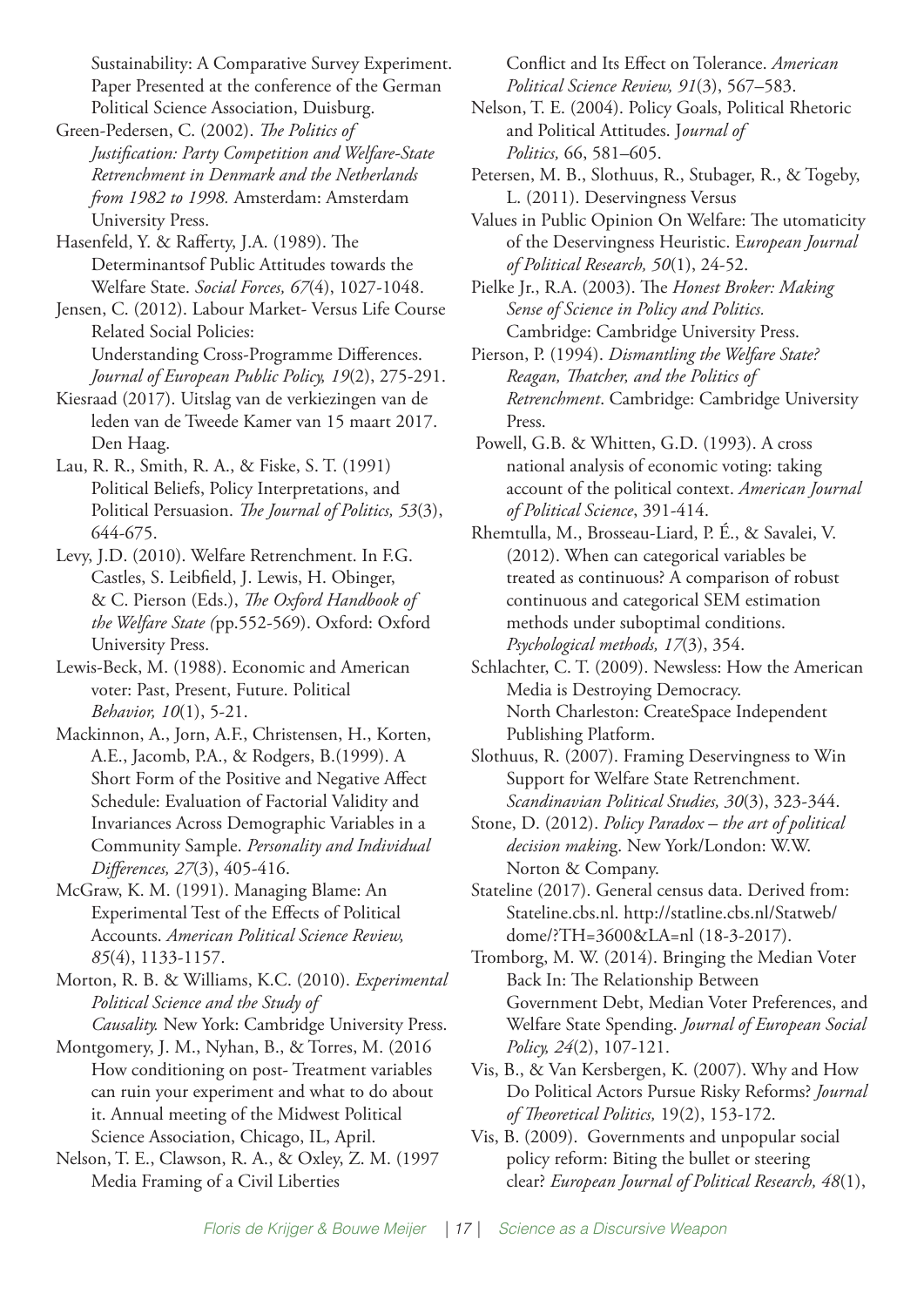Sustainability: A Comparative Survey Experiment. Paper Presented at the conference of the German Political Science Association, Duisburg.

Green-Pedersen, C. (2002). *The Politics of Justification: Party Competition and Welfare-State Retrenchment in Denmark and the Netherlands from 1982 to 1998.* Amsterdam: Amsterdam University Press.

Hasenfeld, Y. & Rafferty, J.A. (1989). The Determinantsof Public Attitudes towards the Welfare State. *Social Forces, 67*(4), 1027-1048.

Jensen, C. (2012). Labour Market- Versus Life Course Related Social Policies: Understanding Cross-Programme Differences. *Journal of European Public Policy, 19*(2), 275-291.

Kiesraad (2017). Uitslag van de verkiezingen van de leden van de Tweede Kamer van 15 maart 2017. Den Haag.

Lau, R. R., Smith, R. A., & Fiske, S. T. (1991) Political Beliefs, Policy Interpretations, and Political Persuasion. *The Journal of Politics, 53*(3), 644-675.

Levy, J.D. (2010). Welfare Retrenchment. In F.G. Castles, S. Leibfield, J. Lewis, H. Obinger, & C. Pierson (Eds.), *The Oxford Handbook of the Welfare State (*pp.552-569). Oxford: Oxford University Press.

Lewis-Beck, M. (1988). Economic and American voter: Past, Present, Future. Political *Behavior, 10*(1), 5-21.

Mackinnon, A., Jorn, A.F., Christensen, H., Korten, A.E., Jacomb, P.A., & Rodgers, B.(1999). A Short Form of the Positive and Negative Affect Schedule: Evaluation of Factorial Validity and Invariances Across Demographic Variables in a Community Sample. *Personality and Individual Differences, 27*(3), 405-416.

McGraw, K. M. (1991). Managing Blame: An Experimental Test of the Effects of Political Accounts. *American Political Science Review, 85*(4), 1133-1157.

Morton, R. B. & Williams, K.C. (2010). *Experimental Political Science and the Study of Causality.* New York: Cambridge University Press.

Montgomery, J. M., Nyhan, B., & Torres, M. (2016 How conditioning on post- Treatment variables can ruin your experiment and what to do about it. Annual meeting of the Midwest Political Science Association, Chicago, IL, April.

Nelson, T. E., Clawson, R. A., & Oxley, Z. M. (1997 Media Framing of a Civil Liberties Conflict and Its Effect on Tolerance. *American Political Science Review, 91*(3), 567–583.

Nelson, T. E. (2004). Policy Goals, Political Rhetoric and Political Attitudes. J*ournal of Politics,* 66, 581–605.

Petersen, M. B., Slothuus, R., Stubager, R., & Togeby, L. (2011). Deservingness Versus Values in Public Opinion On Welfare: The utomaticity of the Deservingness Heuristic. E*uropean Journal of Political Research, 50*(1), 24-52.

Pielke Jr., R.A. (2003). The *Honest Broker: Making Sense of Science in Policy and Politics.* Cambridge: Cambridge University Press.

Pierson, P. (1994). *Dismantling the Welfare State? Reagan, Thatcher, and the Politics of Retrenchment*. Cambridge: Cambridge University Press.

Powell, G.B. & Whitten, G.D. (1993). A cross national analysis of economic voting: taking account of the political context. *American Journal of Political Science*, 391-414.

Rhemtulla, M., Brosseau-Liard, P. É., & Savalei, V. (2012). When can categorical variables be treated as continuous? A comparison of robust continuous and categorical SEM estimation methods under suboptimal conditions. *Psychological methods, 17*(3), 354.

Schlachter, C. T. (2009). Newsless: How the American Media is Destroying Democracy. North Charleston: CreateSpace Independent Publishing Platform.

Slothuus, R. (2007). Framing Deservingness to Win Support for Welfare State Retrenchment. *Scandinavian Political Studies, 30*(3), 323-344.

Stone, D. (2012). *Policy Paradox – the art of political decision makin*g. New York/London: W.W. Norton & Company.

Stateline (2017). General census data. Derived from: Stateline.cbs.nl. http://statline.cbs.nl/Statweb/dome/?TH=3600&LA=nl (18-3-2017).

Tromborg, M. W. (2014). Bringing the Median Voter Back In: The Relationship Between Government Debt, Median Voter Preferences, and Welfare State Spending. *Journal of European Social Policy, 24*(2), 107-121.

Vis, B., & Van Kersbergen, K. (2007). Why and How Do Political Actors Pursue Risky Reforms? *Journal of Theoretical Politics,* 19(2), 153-172.

Vis, B. (2009). Governments and unpopular social policy reform: Biting the bullet or steering clear? *European Journal of Political Research, 48*(1),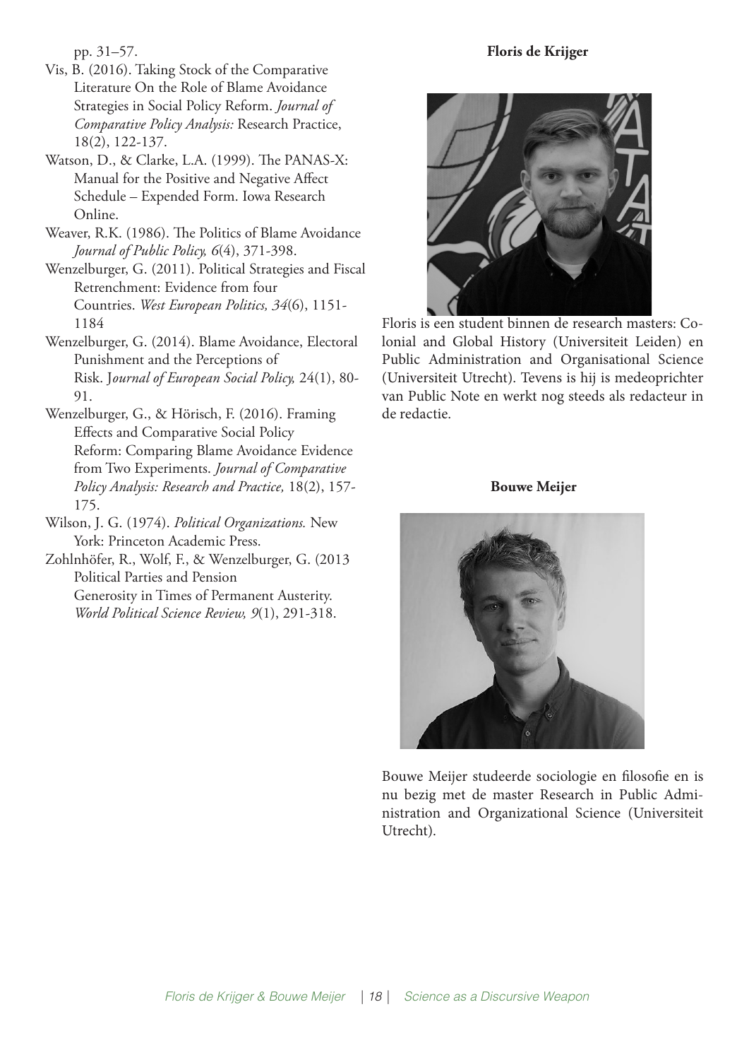pp. 31–57.

Vis, B. (2016). Taking Stock of the Comparative Literature On the Role of Blame Avoidance Strategies in Social Policy Reform. *Journal of Comparative Policy Analysis:* Research Practice, 18(2), 122-137.

Watson, D., & Clarke, L.A. (1999). The PANAS-X: Manual for the Positive and Negative Affect Schedule – Expended Form. Iowa Research Online.

Weaver, R.K. (1986). The Politics of Blame Avoidance *Journal of Public Policy, 6*(4), 371-398.

Wenzelburger, G. (2011). Political Strategies and Fiscal Retrenchment: Evidence from four Countries. *West European Politics, 34*(6), 1151-1184

Wenzelburger, G. (2014). Blame Avoidance, Electoral Punishment and the Perceptions of Risk. J*ournal of European Social Policy,* 24(1), 80-91.

Wenzelburger, G., & Hörisch, F. (2016). Framing Effects and Comparative Social Policy Reform: Comparing Blame Avoidance Evidence from Two Experiments. *Journal of Comparative Policy Analysis: Research and Practice,* 18(2), 157-175.

Wilson, J. G. (1974). *Political Organizations.* New York: Princeton Academic Press.

Zohlnhöfer, R., Wolf, F., & Wenzelburger, G. (2013 Political Parties and Pension Generosity in Times of Permanent Austerity. *World Political Science Review, 9*(1), 291-318.

**Floris de Krijger**

Floris is een student binnen de research masters: Colonial and Global History (Universiteit Leiden) en Public Administration and Organisational Science (Universiteit Utrecht). Tevens is hij is medeoprichter van Public Note en werkt nog steeds als redacteur in de redactie.

**Bouwe Meijer**

Bouwe Meijer studeerde sociologie en filosofie en is nu bezig met de master Research in Public Administration and Organizational Science (Universiteit Utrecht).